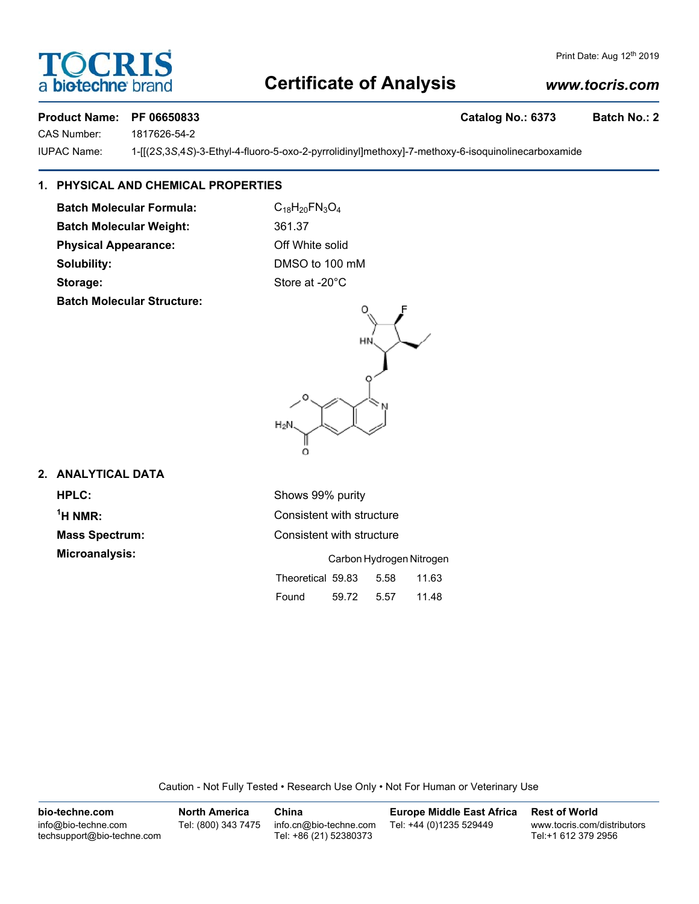TOCRIS a biotechne brand

Print Date: Aug 12th 2019

# Certificate of Analysis

www.tocris.com

**Product Name: PF 06650833** **Catalog No.: 6373** **Batch No.: 2**

CAS Number: 1817626-54-2

IUPAC Name: 1-[[(2*S*,3*S*,4*S*)-3-Ethyl-4-fluoro-5-oxo-2-pyrrolidinyl]methoxy]-7-methoxy-6-isoquinolinecarboxamide

## 1. PHYSICAL AND CHEMICAL PROPERTIES

**Batch Molecular Formula:** $C_{18}H_{20}FN_3O_4$

**Batch Molecular Weight:** 361.37

**Physical Appearance:** Off White solid

**Solubility:** DMSO to 100 mM

**Storage:** Store at -20°C

**Batch Molecular Structure:**

## 2. ANALYTICAL DATA

**HPLC:** Shows 99% purity

**$^1$H NMR:** Consistent with structure

**Mass Spectrum:** Consistent with structure

**Microanalysis:**

| | Carbon | Hydrogen | Nitrogen |
|---|---|---|---|
| Theoretical | 59.83 | 5.58 | 11.63 |
| Found | 59.72 | 5.57 | 11.48 |

Caution - Not Fully Tested • Research Use Only • Not For Human or Veterinary Use

**bio-techne.com**
info@bio-techne.com
techsupport@bio-techne.com

**North America**
Tel: (800) 343 7475

**China**
info.cn@bio-techne.com
Tel: +86 (21) 52380373

**Europe Middle East Africa**
Tel: +44 (0)1235 529449

**Rest of World**
www.tocris.com/distributors
Tel:+1 612 379 2956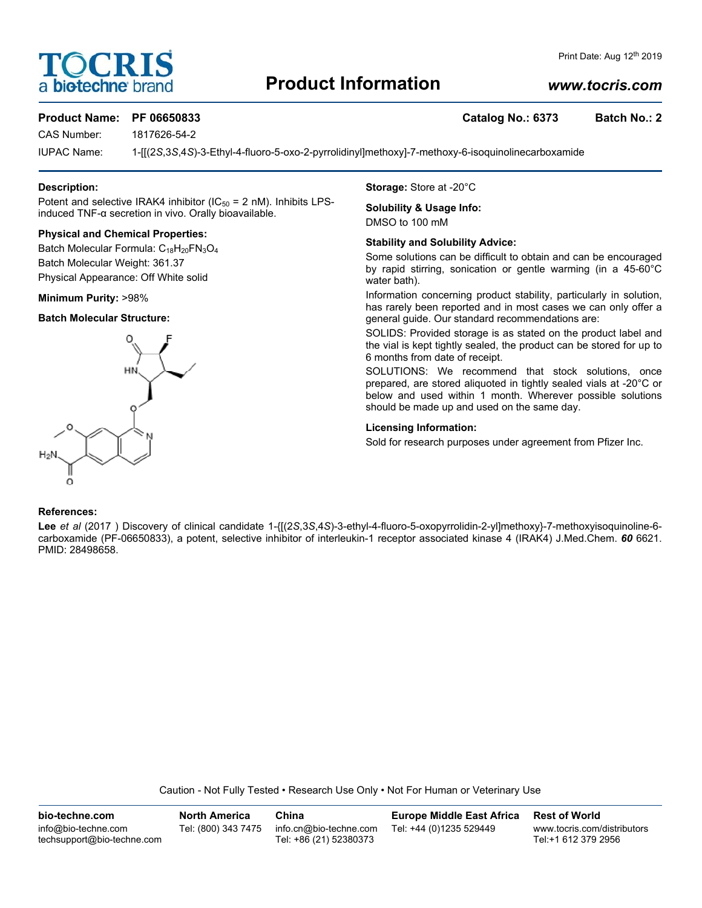# TOCRIS
a biotechne brand

Print Date: Aug 12th 2019

## Product Information

*www.tocris.com*

**Product Name:** **PF 06650833** **Catalog No.: 6373** **Batch No.: 2**

CAS Number: 1817626-54-2

IUPAC Name: 1-[[(2*S*,3*S*,4*S*)-3-Ethyl-4-fluoro-5-oxo-2-pyrrolidinyl]methoxy]-7-methoxy-6-isoquinolinecarboxamide

### Description:

Potent and selective IRAK4 inhibitor ($IC_{50}$ = 2 nM). Inhibits LPS-induced TNF-α secretion in vivo. Orally bioavailable.

### Physical and Chemical Properties:

Batch Molecular Formula: $C_{18}H_{20}FN_3O_4$

Batch Molecular Weight: 361.37

Physical Appearance: Off White solid

**Minimum Purity:** >98%

### Batch Molecular Structure:

O
F
HN
O
O
N
$H_2N$
O

**Storage:** Store at -20°C

### Solubility & Usage Info:

DMSO to 100 mM

### Stability and Solubility Advice:

Some solutions can be difficult to obtain and can be encouraged by rapid stirring, sonication or gentle warming (in a 45-60°C water bath).

Information concerning product stability, particularly in solution, has rarely been reported and in most cases we can only offer a general guide. Our standard recommendations are:

SOLIDS: Provided storage is as stated on the product label and the vial is kept tightly sealed, the product can be stored for up to 6 months from date of receipt.

SOLUTIONS: We recommend that stock solutions, once prepared, are stored aliquoted in tightly sealed vials at -20°C or below and used within 1 month. Wherever possible solutions should be made up and used on the same day.

### Licensing Information:

Sold for research purposes under agreement from Pfizer Inc.

### References:

**Lee** *et al* (2017 ) Discovery of clinical candidate 1-{[(2*S*,3*S*,4*S*)-3-ethyl-4-fluoro-5-oxopyrrolidin-2-yl]methoxy}-7-methoxyisoquinoline-6-carboxamide (PF-06650833), a potent, selective inhibitor of interleukin-1 receptor associated kinase 4 (IRAK4) J.Med.Chem. ***60*** 6621. PMID: 28498658.

Caution - Not Fully Tested • Research Use Only • Not For Human or Veterinary Use

| **bio-techne.com** | **North America** | **China** | **Europe Middle East Africa** | **Rest of World** |
|---|---|---|---|---|
| info@bio-techne.com<br>techsupport@bio-techne.com | Tel: (800) 343 7475 | info.cn@bio-techne.com<br>Tel: +86 (21) 52380373 | Tel: +44 (0)1235 529449 | www.tocris.com/distributors<br>Tel:+1 612 379 2956 |